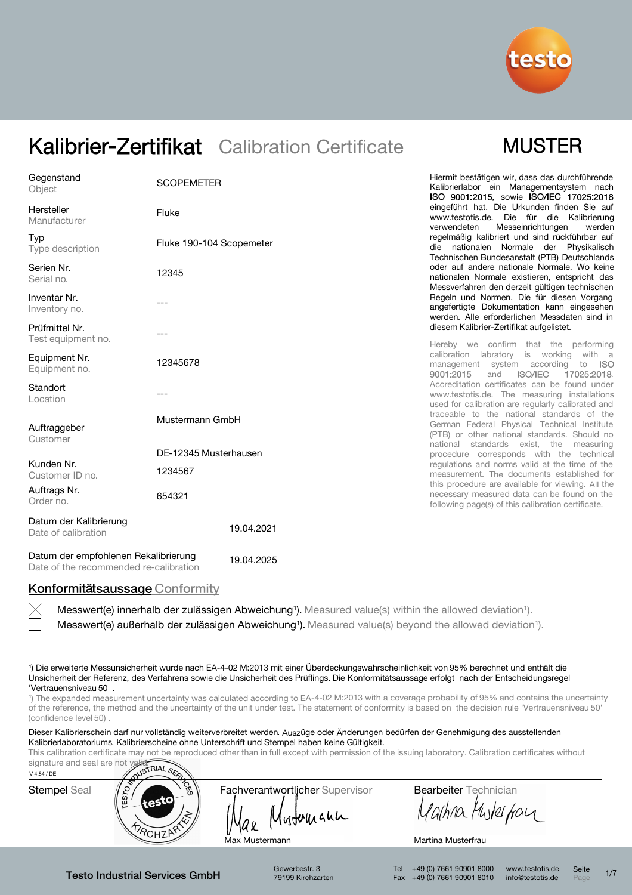# Kalibrier-Zertifikat Calibration Certificate

**MUSTER**

| Feld | Wert |
|---|---|
| Gegenstand / Object | SCOPEMETER |
| Hersteller / Manufacturer | Fluke |
| Typ / Type description | Fluke 190-104 Scopemeter |
| Serien Nr. / Serial no. | 12345 |
| Inventar Nr. / Inventory no. | --- |
| Prüfmittel Nr. / Test equipment no. | --- |
| Equipment Nr. / Equipment no. | 12345678 |
| Standort / Location | --- |
| Auftraggeber / Customer | Mustermann GmbH<br>DE-12345 Musterhausen |
| Kunden Nr. / Customer ID no. | 1234567 |
| Auftrags Nr. / Order no. | 654321 |
| Datum der Kalibrierung / Date of calibration | 19.04.2021 |
| Datum der empfohlenen Rekalibrierung / Date of the recommended re-calibration | 19.04.2025 |

Hiermit bestätigen wir, dass das durchführende Kalibrierlabor ein Managementsystem nach ISO 9001:2015, sowie ISO/IEC 17025:2018 eingeführt hat. Die Urkunden finden Sie auf www.testotis.de. Die für die Kalibrierung verwendeten Messeinrichtungen werden regelmäßig kalibriert und sind rückführbar auf die nationalen Normale der Physikalisch Technischen Bundesanstalt (PTB) Deutschlands oder auf andere nationale Normale. Wo keine nationalen Normale existieren, entspricht das Messverfahren den derzeit gültigen technischen Regeln und Normen. Die für diesen Vorgang angefertigte Dokumentation kann eingesehen werden. Alle erforderlichen Messdaten sind in diesem Kalibrier-Zertifikat aufgelistet.

Hereby we confirm that the performing calibration laboratory is working with a management system according to ISO 9001:2015 and ISO/IEC 17025:2018. Accreditation certificates can be found under www.testotis.de. The measuring installations used for calibration are regularly calibrated and traceable to the national standards of the German Federal Physical Technical Institute (PTB) or other national standards. Should no national standards exist, the measuring procedure corresponds with the technical regulations and norms valid at the time of the measurement. The documents established for this procedure are available for viewing. All the necessary measured data can be found on the following page(s) of this calibration certificate.

## Konformitätsaussage Conformity

- [x] Messwert(e) innerhalb der zulässigen Abweichung¹). Measured value(s) within the allowed deviation¹).
- [ ] Messwert(e) außerhalb der zulässigen Abweichung¹). Measured value(s) beyond the allowed deviation¹).

¹) Die erweiterte Messunsicherheit wurde nach EA-4-02 M:2013 mit einer Überdeckungswahrscheinlichkeit von 95% berechnet und enthält die Unsicherheit der Referenz, des Verfahrens sowie die Unsicherheit des Prüflings. Die Konformitätsaussage erfolgt nach der Entscheidungsregel 'Vertrauensniveau 50'.

¹) The expanded measurement uncertainty was calculated according to EA-4-02 M:2013 with a coverage probability of 95% and contains the uncertainty of the reference, the method and the uncertainty of the unit under test. The statement of conformity is based on the decision rule 'Vertrauensniveau 50' (confidence level 50).

Dieser Kalibrierschein darf nur vollständig weiterverbreitet werden. Auszüge oder Änderungen bedürfen der Genehmigung des ausstellenden Kalibrierlaboratoriums. Kalibrierscheine ohne Unterschrift und Stempel haben keine Gültigkeit.

This calibration certificate may not be reproduced other than in full except with permission of the issuing laboratory. Calibration certificates without signature and seal are not valid.

V 4.84 / DE

| Stempel Seal | Fachverantwortlicher Supervisor | Bearbeiter Technician |
|---|---|---|
| Testo Industrial Services Kirchzarten | Max Mustermann | Martina Musterfrau |

Testo Industrial Services GmbH — Gewerbestr. 3, 79199 Kirchzarten — Tel +49 (0) 7661 90901 8000 — Fax +49 (0) 7661 90901 8010 — www.testotis.de — info@testotis.de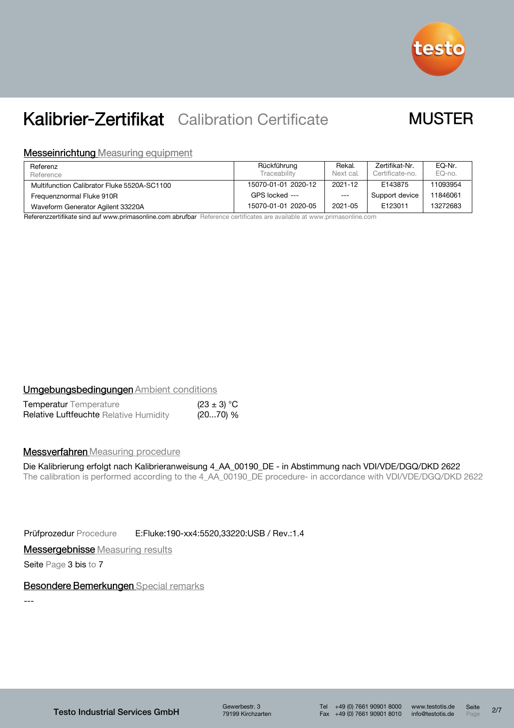# Kalibrier-Zertifikat Calibration Certificate

MUSTER

## Messeinrichtung Measuring equipment

| Referenz<br>Reference | Rückführung<br>Traceability | Rekal.<br>Next cal. | Zertifikat-Nr.<br>Certificate-no. | EQ-Nr.<br>EQ-no. |
|---|---|---|---|---|
| Multifunction Calibrator Fluke 5520A-SC1100 | 15070-01-01 2020-12 | 2021-12 | E143875 | 11093954 |
| Frequenznormal Fluke 910R | GPS locked --- | --- | Support device | 11846061 |
| Waveform Generator Agilent 33220A | 15070-01-01 2020-05 | 2021-05 | E123011 | 13272683 |

Referenzzertifikate sind auf www.primasonline.com abrufbar Reference certificates are available at www.primasonline.com

## Umgebungsbedingungen Ambient conditions

Temperatur Temperature (23 ± 3) °C
Relative Luftfeuchte Relative Humidity (20...70) %

## Messverfahren Measuring procedure

Die Kalibrierung erfolgt nach Kalibrieranweisung 4_AA_00190_DE - in Abstimmung nach VDI/VDE/DGQ/DKD 2622
The calibration is performed according to the 4_AA_00190_DE procedure- in accordance with VDI/VDE/DGQ/DKD 2622

Prüfprozedur Procedure E:Fluke:190-xx4:5520,33220:USB / Rev.:1.4

## Messergebnisse Measuring results

Seite Page 3 bis to 7

## Besondere Bemerkungen Special remarks

---

Testo Industrial Services GmbH · Gewerbestr. 3, 79199 Kirchzarten · Tel +49 (0) 7661 90901 8000 · Fax +49 (0) 7661 90901 8010 · www.testotis.de · info@testotis.de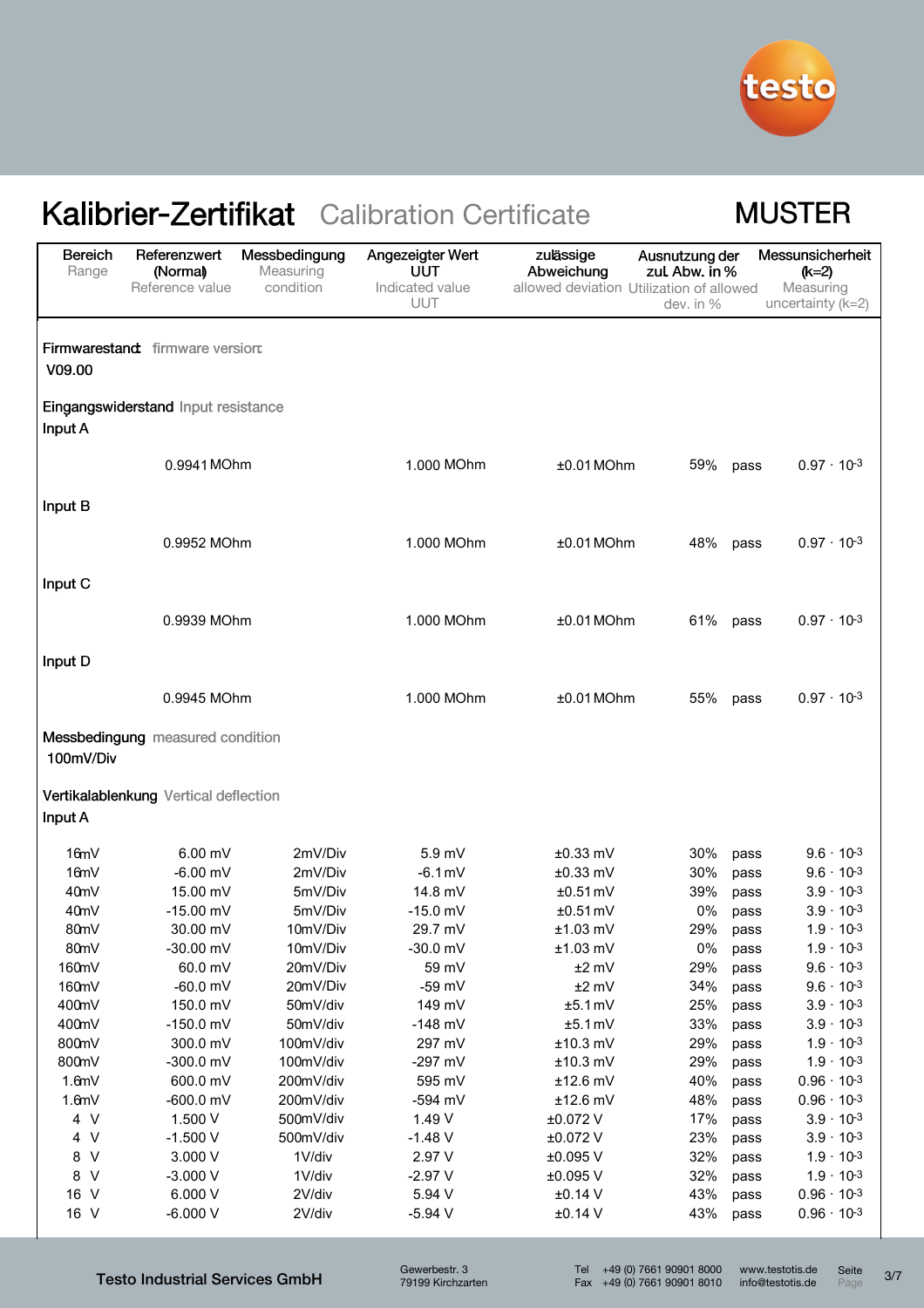# Kalibrier-Zertifikat Calibration Certificate

**MUSTER**

| Bereich<br>Range | Referenzwert (Normal)<br>Reference value | Messbedingung<br>Measuring condition | Angezeigter Wert UUT<br>Indicated value UUT | zulässige Abweichung<br>allowed deviation | Ausnutzung der zul. Abw. in %<br>Utilization of allowed dev. in % | | Messunsicherheit (k=2)<br>Measuring uncertainty (k=2) |
|---|---|---|---|---|---|---|---|
| **Firmwarestand** firmware version: | | | | | | | |
| V09.00 | | | | | | | |
| **Eingangswiderstand** Input resistance | | | | | | | |
| Input A | | | | | | | |
| | 0.9941 MOhm | | 1.000 MOhm | ±0.01 MOhm | 59% | pass | $0.97 \cdot 10^{-3}$ |
| Input B | | | | | | | |
| | 0.9952 MOhm | | 1.000 MOhm | ±0.01 MOhm | 48% | pass | $0.97 \cdot 10^{-3}$ |
| Input C | | | | | | | |
| | 0.9939 MOhm | | 1.000 MOhm | ±0.01 MOhm | 61% | pass | $0.97 \cdot 10^{-3}$ |
| Input D | | | | | | | |
| | 0.9945 MOhm | | 1.000 MOhm | ±0.01 MOhm | 55% | pass | $0.97 \cdot 10^{-3}$ |
| **Messbedingung** measured condition | | | | | | | |
| 100mV/Div | | | | | | | |
| **Vertikalablenkung** Vertical deflection | | | | | | | |
| Input A | | | | | | | |
| 16mV | 6.00 mV | 2mV/Div | 5.9 mV | ±0.33 mV | 30% | pass | $9.6 \cdot 10^{-3}$ |
| 16mV | -6.00 mV | 2mV/Div | -6.1 mV | ±0.33 mV | 30% | pass | $9.6 \cdot 10^{-3}$ |
| 40mV | 15.00 mV | 5mV/Div | 14.8 mV | ±0.51 mV | 39% | pass | $3.9 \cdot 10^{-3}$ |
| 40mV | -15.00 mV | 5mV/Div | -15.0 mV | ±0.51 mV | 0% | pass | $3.9 \cdot 10^{-3}$ |
| 80mV | 30.00 mV | 10mV/Div | 29.7 mV | ±1.03 mV | 29% | pass | $1.9 \cdot 10^{-3}$ |
| 80mV | -30.00 mV | 10mV/Div | -30.0 mV | ±1.03 mV | 0% | pass | $1.9 \cdot 10^{-3}$ |
| 160mV | 60.0 mV | 20mV/Div | 59 mV | ±2 mV | 29% | pass | $9.6 \cdot 10^{-3}$ |
| 160mV | -60.0 mV | 20mV/Div | -59 mV | ±2 mV | 34% | pass | $9.6 \cdot 10^{-3}$ |
| 400mV | 150.0 mV | 50mV/Div | 149 mV | ±5.1 mV | 25% | pass | $3.9 \cdot 10^{-3}$ |
| 400mV | -150.0 mV | 50mV/div | -148 mV | ±5.1 mV | 33% | pass | $3.9 \cdot 10^{-3}$ |
| 800mV | 300.0 mV | 100mV/div | 297 mV | ±10.3 mV | 29% | pass | $1.9 \cdot 10^{-3}$ |
| 800mV | -300.0 mV | 100mV/div | -297 mV | ±10.3 mV | 29% | pass | $1.9 \cdot 10^{-3}$ |
| 1.6mV | 600.0 mV | 200mV/div | 595 mV | ±12.6 mV | 40% | pass | $0.96 \cdot 10^{-3}$ |
| 1.6mV | -600.0 mV | 200mV/div | -594 mV | ±12.6 mV | 48% | pass | $0.96 \cdot 10^{-3}$ |
| 4 V | 1.500 V | 500mV/div | 1.49 V | ±0.072 V | 17% | pass | $3.9 \cdot 10^{-3}$ |
| 4 V | -1.500 V | 500mV/div | -1.48 V | ±0.072 V | 23% | pass | $3.9 \cdot 10^{-3}$ |
| 8 V | 3.000 V | 1V/div | 2.97 V | ±0.095 V | 32% | pass | $1.9 \cdot 10^{-3}$ |
| 8 V | -3.000 V | 1V/div | -2.97 V | ±0.095 V | 32% | pass | $1.9 \cdot 10^{-3}$ |
| 16 V | 6.000 V | 2V/div | 5.94 V | ±0.14 V | 43% | pass | $0.96 \cdot 10^{-3}$ |
| 16 V | -6.000 V | 2V/div | -5.94 V | ±0.14 V | 43% | pass | $0.96 \cdot 10^{-3}$ |

Testo Industrial Services GmbH | Gewerbestr. 3, 79199 Kirchzarten | Tel +49 (0) 7661 90901 8000 | Fax +49 (0) 7661 90901 8010 | www.testotis.de | info@testotis.de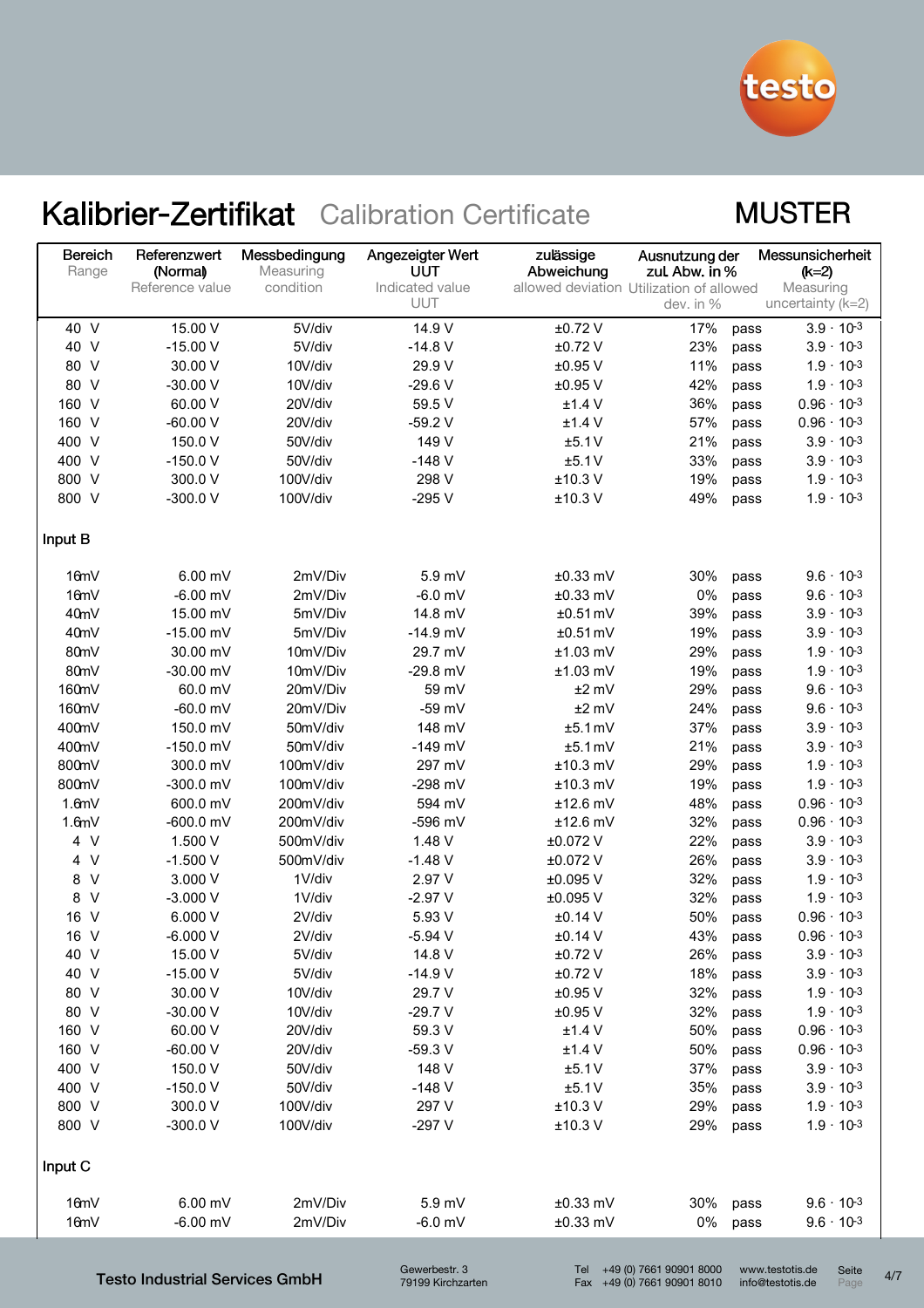# Kalibrier-Zertifikat Calibration Certificate

MUSTER

| Bereich<br>Range | Referenzwert (Normal)<br>Reference value | Messbedingung<br>Measuring condition | Angezeigter Wert UUT<br>Indicated value UUT | zulässige Abweichung<br>allowed deviation | Ausnutzung der zul. Abw. in %<br>Utilization of allowed dev. in % | | Messunsicherheit (k=2)<br>Measuring uncertainty (k=2) |
|---|---|---|---|---|---|---|---|
| 40 V | 15.00 V | 5V/div | 14.9 V | ±0.72 V | 17% | pass | $3.9 \cdot 10^{-3}$ |
| 40 V | -15.00 V | 5V/div | -14.8 V | ±0.72 V | 23% | pass | $3.9 \cdot 10^{-3}$ |
| 80 V | 30.00 V | 10V/div | 29.9 V | ±0.95 V | 11% | pass | $1.9 \cdot 10^{-3}$ |
| 80 V | -30.00 V | 10V/div | -29.6 V | ±0.95 V | 42% | pass | $1.9 \cdot 10^{-3}$ |
| 160 V | 60.00 V | 20V/div | 59.5 V | ±1.4 V | 36% | pass | $0.96 \cdot 10^{-3}$ |
| 160 V | -60.00 V | 20V/div | -59.2 V | ±1.4 V | 57% | pass | $0.96 \cdot 10^{-3}$ |
| 400 V | 150.0 V | 50V/div | 149 V | ±5.1 V | 21% | pass | $3.9 \cdot 10^{-3}$ |
| 400 V | -150.0 V | 50V/div | -148 V | ±5.1 V | 33% | pass | $3.9 \cdot 10^{-3}$ |
| 800 V | 300.0 V | 100V/div | 298 V | ±10.3 V | 19% | pass | $1.9 \cdot 10^{-3}$ |
| 800 V | -300.0 V | 100V/div | -295 V | ±10.3 V | 49% | pass | $1.9 \cdot 10^{-3}$ |
| **Input B** | | | | | | | |
| 16mV | 6.00 mV | 2mV/Div | 5.9 mV | ±0.33 mV | 30% | pass | $9.6 \cdot 10^{-3}$ |
| 16mV | -6.00 mV | 2mV/Div | -6.0 mV | ±0.33 mV | 0% | pass | $9.6 \cdot 10^{-3}$ |
| 40mV | 15.00 mV | 5mV/Div | 14.8 mV | ±0.51 mV | 39% | pass | $3.9 \cdot 10^{-3}$ |
| 40mV | -15.00 mV | 5mV/Div | -14.9 mV | ±0.51 mV | 19% | pass | $3.9 \cdot 10^{-3}$ |
| 80mV | 30.00 mV | 10mV/Div | 29.7 mV | ±1.03 mV | 29% | pass | $1.9 \cdot 10^{-3}$ |
| 80mV | -30.00 mV | 10mV/Div | -29.8 mV | ±1.03 mV | 19% | pass | $1.9 \cdot 10^{-3}$ |
| 160mV | 60.0 mV | 20mV/Div | 59 mV | ±2 mV | 29% | pass | $9.6 \cdot 10^{-3}$ |
| 160mV | -60.0 mV | 20mV/Div | -59 mV | ±2 mV | 24% | pass | $9.6 \cdot 10^{-3}$ |
| 400mV | 150.0 mV | 50mV/Div | 148 mV | ±5.1 mV | 37% | pass | $3.9 \cdot 10^{-3}$ |
| 400mV | -150.0 mV | 50mV/Div | -149 mV | ±5.1 mV | 21% | pass | $3.9 \cdot 10^{-3}$ |
| 800mV | 300.0 mV | 100mV/Div | 297 mV | ±10.3 mV | 29% | pass | $1.9 \cdot 10^{-3}$ |
| 800mV | -300.0 mV | 100mV/Div | -298 mV | ±10.3 mV | 19% | pass | $1.9 \cdot 10^{-3}$ |
| 1.6mV | 600.0 mV | 200mV/Div | 594 mV | ±12.6 mV | 48% | pass | $0.96 \cdot 10^{-3}$ |
| 1.6mV | -600.0 mV | 200mV/Div | -596 mV | ±12.6 mV | 32% | pass | $0.96 \cdot 10^{-3}$ |
| 4 V | 1.500 V | 500mV/div | 1.48 V | ±0.072 V | 22% | pass | $3.9 \cdot 10^{-3}$ |
| 4 V | -1.500 V | 500mV/div | -1.48 V | ±0.072 V | 26% | pass | $3.9 \cdot 10^{-3}$ |
| 8 V | 3.000 V | 1V/div | 2.97 V | ±0.095 V | 32% | pass | $1.9 \cdot 10^{-3}$ |
| 8 V | -3.000 V | 1V/div | -2.97 V | ±0.095 V | 32% | pass | $1.9 \cdot 10^{-3}$ |
| 16 V | 6.000 V | 2V/div | 5.93 V | ±0.14 V | 50% | pass | $0.96 \cdot 10^{-3}$ |
| 16 V | -6.000 V | 2V/div | -5.94 V | ±0.14 V | 43% | pass | $0.96 \cdot 10^{-3}$ |
| 40 V | 15.00 V | 5V/div | 14.8 V | ±0.72 V | 26% | pass | $3.9 \cdot 10^{-3}$ |
| 40 V | -15.00 V | 5V/div | -14.9 V | ±0.72 V | 18% | pass | $3.9 \cdot 10^{-3}$ |
| 80 V | 30.00 V | 10V/div | 29.7 V | ±0.95 V | 32% | pass | $1.9 \cdot 10^{-3}$ |
| 80 V | -30.00 V | 10V/div | -29.7 V | ±0.95 V | 32% | pass | $1.9 \cdot 10^{-3}$ |
| 160 V | 60.00 V | 20V/div | 59.3 V | ±1.4 V | 50% | pass | $0.96 \cdot 10^{-3}$ |
| 160 V | -60.00 V | 20V/div | -59.3 V | ±1.4 V | 50% | pass | $0.96 \cdot 10^{-3}$ |
| 400 V | 150.0 V | 50V/div | 148 V | ±5.1 V | 37% | pass | $3.9 \cdot 10^{-3}$ |
| 400 V | -150.0 V | 50V/div | -148 V | ±5.1 V | 35% | pass | $3.9 \cdot 10^{-3}$ |
| 800 V | 300.0 V | 100V/div | 297 V | ±10.3 V | 29% | pass | $1.9 \cdot 10^{-3}$ |
| 800 V | -300.0 V | 100V/div | -297 V | ±10.3 V | 29% | pass | $1.9 \cdot 10^{-3}$ |
| **Input C** | | | | | | | |
| 16mV | 6.00 mV | 2mV/Div | 5.9 mV | ±0.33 mV | 30% | pass | $9.6 \cdot 10^{-3}$ |
| 16mV | -6.00 mV | 2mV/Div | -6.0 mV | ±0.33 mV | 0% | pass | $9.6 \cdot 10^{-3}$ |

Testo Industrial Services GmbH
Gewerbestr. 3
79199 Kirchzarten
Tel +49 (0) 7661 90901 8000
Fax +49 (0) 7661 90901 8010
www.testotis.de
info@testotis.de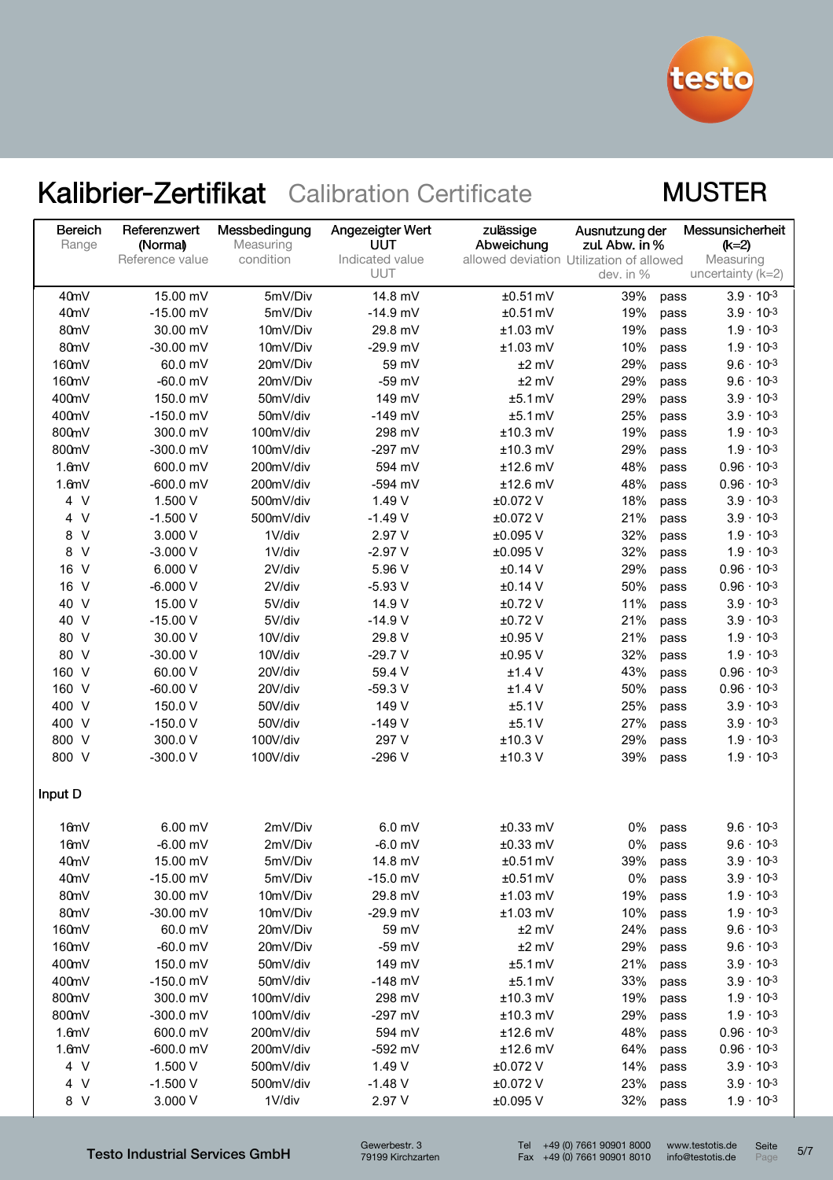# Kalibrier-Zertifikat Calibration Certificate

**MUSTER**

| Bereich Range | Referenzwert (Normal) Reference value | Messbedingung Measuring condition | Angezeigter Wert UUT Indicated value UUT | zulässige Abweichung allowed deviation | Ausnutzung der zul. Abw. in % Utilization of allowed dev. in % | | Messunsicherheit (k=2) Measuring uncertainty (k=2) |
|---|---|---|---|---|---|---|---|
| 40mV | 15.00 mV | 5mV/Div | 14.8 mV | ±0.51 mV | 39% | pass | $3.9 \cdot 10^{-3}$ |
| 40mV | -15.00 mV | 5mV/Div | -14.9 mV | ±0.51 mV | 19% | pass | $3.9 \cdot 10^{-3}$ |
| 80mV | 30.00 mV | 10mV/Div | 29.8 mV | ±1.03 mV | 19% | pass | $1.9 \cdot 10^{-3}$ |
| 80mV | -30.00 mV | 10mV/Div | -29.9 mV | ±1.03 mV | 10% | pass | $1.9 \cdot 10^{-3}$ |
| 160mV | 60.0 mV | 20mV/Div | 59 mV | ±2 mV | 29% | pass | $9.6 \cdot 10^{-3}$ |
| 160mV | -60.0 mV | 20mV/Div | -59 mV | ±2 mV | 29% | pass | $9.6 \cdot 10^{-3}$ |
| 400mV | 150.0 mV | 50mV/div | 149 mV | ±5.1 mV | 29% | pass | $3.9 \cdot 10^{-3}$ |
| 400mV | -150.0 mV | 50mV/div | -149 mV | ±5.1 mV | 25% | pass | $3.9 \cdot 10^{-3}$ |
| 800mV | 300.0 mV | 100mV/div | 298 mV | ±10.3 mV | 19% | pass | $1.9 \cdot 10^{-3}$ |
| 800mV | -300.0 mV | 100mV/div | -297 mV | ±10.3 mV | 29% | pass | $1.9 \cdot 10^{-3}$ |
| 1.6mV | 600.0 mV | 200mV/div | 594 mV | ±12.6 mV | 48% | pass | $0.96 \cdot 10^{-3}$ |
| 1.6mV | -600.0 mV | 200mV/div | -594 mV | ±12.6 mV | 48% | pass | $0.96 \cdot 10^{-3}$ |
| 4 V | 1.500 V | 500mV/div | 1.49 V | ±0.072 V | 18% | pass | $3.9 \cdot 10^{-3}$ |
| 4 V | -1.500 V | 500mV/div | -1.49 V | ±0.072 V | 21% | pass | $3.9 \cdot 10^{-3}$ |
| 8 V | 3.000 V | 1V/div | 2.97 V | ±0.095 V | 32% | pass | $1.9 \cdot 10^{-3}$ |
| 8 V | -3.000 V | 1V/div | -2.97 V | ±0.095 V | 32% | pass | $1.9 \cdot 10^{-3}$ |
| 16 V | 6.000 V | 2V/div | 5.96 V | ±0.14 V | 29% | pass | $0.96 \cdot 10^{-3}$ |
| 16 V | -6.000 V | 2V/div | -5.93 V | ±0.14 V | 50% | pass | $0.96 \cdot 10^{-3}$ |
| 40 V | 15.00 V | 5V/div | 14.9 V | ±0.72 V | 11% | pass | $3.9 \cdot 10^{-3}$ |
| 40 V | -15.00 V | 5V/div | -14.9 V | ±0.72 V | 21% | pass | $3.9 \cdot 10^{-3}$ |
| 80 V | 30.00 V | 10V/div | 29.8 V | ±0.95 V | 21% | pass | $1.9 \cdot 10^{-3}$ |
| 80 V | -30.00 V | 10V/div | -29.7 V | ±0.95 V | 32% | pass | $1.9 \cdot 10^{-3}$ |
| 160 V | 60.00 V | 20V/div | 59.4 V | ±1.4 V | 43% | pass | $0.96 \cdot 10^{-3}$ |
| 160 V | -60.00 V | 20V/div | -59.3 V | ±1.4 V | 50% | pass | $0.96 \cdot 10^{-3}$ |
| 400 V | 150.0 V | 50V/div | 149 V | ±5.1 V | 25% | pass | $3.9 \cdot 10^{-3}$ |
| 400 V | -150.0 V | 50V/div | -149 V | ±5.1 V | 27% | pass | $3.9 \cdot 10^{-3}$ |
| 800 V | 300.0 V | 100V/div | 297 V | ±10.3 V | 29% | pass | $1.9 \cdot 10^{-3}$ |
| 800 V | -300.0 V | 100V/div | -296 V | ±10.3 V | 39% | pass | $1.9 \cdot 10^{-3}$ |

Input D

| Bereich Range | Referenzwert (Normal) Reference value | Messbedingung Measuring condition | Angezeigter Wert UUT Indicated value UUT | zulässige Abweichung allowed deviation | Ausnutzung der zul. Abw. in % Utilization of allowed dev. in % | | Messunsicherheit (k=2) Measuring uncertainty (k=2) |
|---|---|---|---|---|---|---|---|
| 16mV | 6.00 mV | 2mV/Div | 6.0 mV | ±0.33 mV | 0% | pass | $9.6 \cdot 10^{-3}$ |
| 16mV | -6.00 mV | 2mV/Div | -6.0 mV | ±0.33 mV | 0% | pass | $9.6 \cdot 10^{-3}$ |
| 40mV | 15.00 mV | 5mV/Div | 14.8 mV | ±0.51 mV | 39% | pass | $3.9 \cdot 10^{-3}$ |
| 40mV | -15.00 mV | 5mV/Div | -15.0 mV | ±0.51 mV | 0% | pass | $3.9 \cdot 10^{-3}$ |
| 80mV | 30.00 mV | 10mV/Div | 29.8 mV | ±1.03 mV | 19% | pass | $1.9 \cdot 10^{-3}$ |
| 80mV | -30.00 mV | 10mV/Div | -29.9 mV | ±1.03 mV | 10% | pass | $1.9 \cdot 10^{-3}$ |
| 160mV | 60.0 mV | 20mV/Div | 59 mV | ±2 mV | 24% | pass | $9.6 \cdot 10^{-3}$ |
| 160mV | -60.0 mV | 20mV/Div | -59 mV | ±2 mV | 29% | pass | $9.6 \cdot 10^{-3}$ |
| 400mV | 150.0 mV | 50mV/Div | 149 mV | ±5.1 mV | 21% | pass | $3.9 \cdot 10^{-3}$ |
| 400mV | -150.0 mV | 50mV/Div | -148 mV | ±5.1 mV | 33% | pass | $3.9 \cdot 10^{-3}$ |
| 800mV | 300.0 mV | 100mV/Div | 298 mV | ±10.3 mV | 19% | pass | $1.9 \cdot 10^{-3}$ |
| 800mV | -300.0 mV | 100mV/Div | -297 mV | ±10.3 mV | 29% | pass | $1.9 \cdot 10^{-3}$ |
| 1.6mV | 600.0 mV | 200mV/Div | 594 mV | ±12.6 mV | 48% | pass | $0.96 \cdot 10^{-3}$ |
| 1.6mV | -600.0 mV | 200mV/Div | -592 mV | ±12.6 mV | 64% | pass | $0.96 \cdot 10^{-3}$ |
| 4 V | 1.500 V | 500mV/Div | 1.49 V | ±0.072 V | 14% | pass | $3.9 \cdot 10^{-3}$ |
| 4 V | -1.500 V | 500mV/Div | -1.48 V | ±0.072 V | 23% | pass | $3.9 \cdot 10^{-3}$ |
| 8 V | 3.000 V | 1V/div | 2.97 V | ±0.095 V | 32% | pass | $1.9 \cdot 10^{-3}$ |

Testo Industrial Services GmbH — Gewerbestr. 3, 79199 Kirchzarten — Tel +49 (0) 7661 90901 8000, Fax +49 (0) 7661 90901 8010 — www.testotis.de, info@testotis.de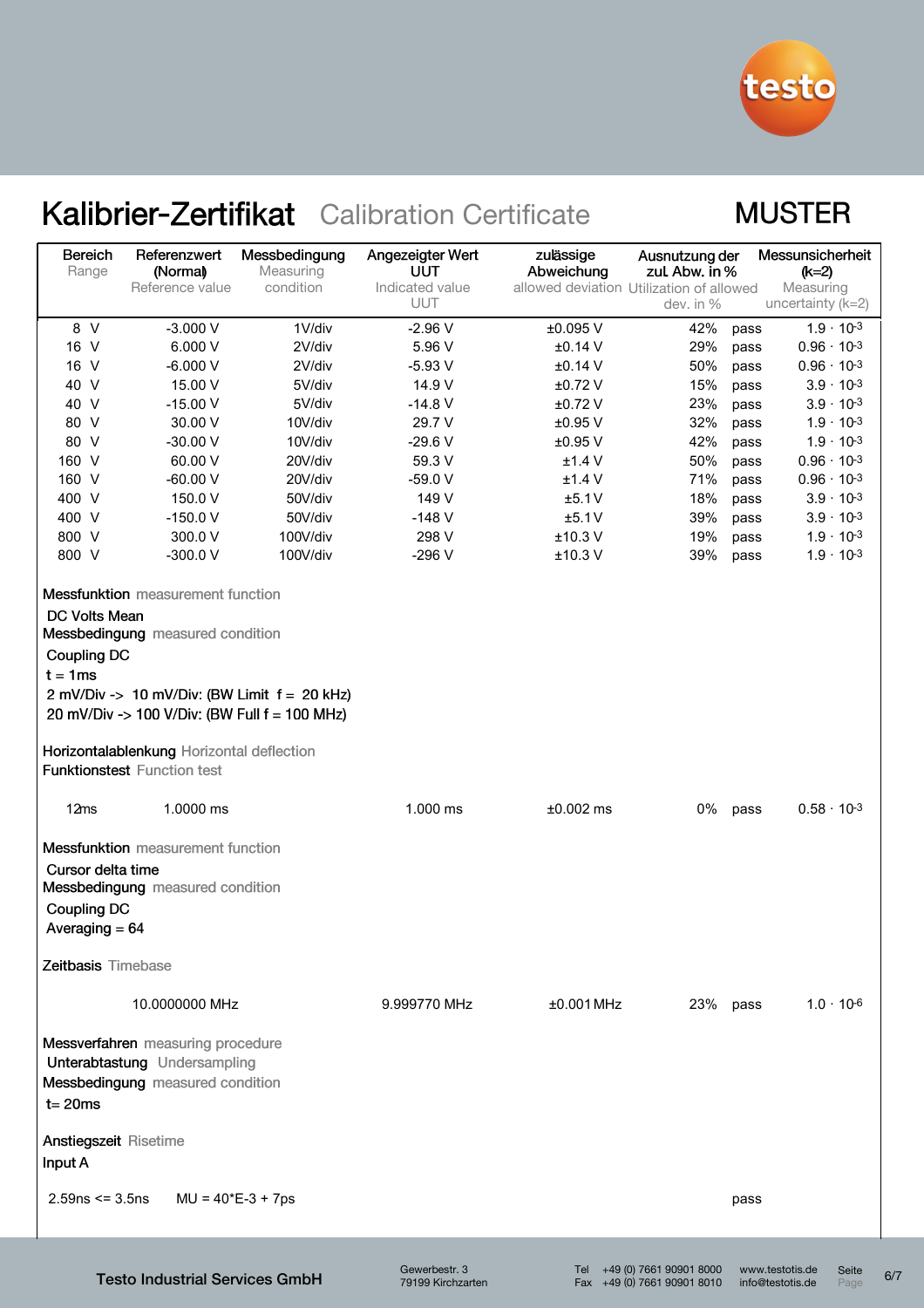# Kalibrier-Zertifikat Calibration Certificate

MUSTER

| Bereich Range | Referenzwert (Normal) Reference value | Messbedingung Measuring condition | Angezeigter Wert UUT Indicated value UUT | zulässige Abweichung allowed deviation | Ausnutzung der zul. Abw. in % Utilization of allowed dev. in % | | Messunsicherheit (k=2) Measuring uncertainty (k=2) |
|---|---|---|---|---|---|---|---|
| 8 V | -3.000 V | 1V/div | -2.96 V | ±0.095 V | 42% | pass | $1.9 \cdot 10^{-3}$ |
| 16 V | 6.000 V | 2V/div | 5.96 V | ±0.14 V | 29% | pass | $0.96 \cdot 10^{-3}$ |
| 16 V | -6.000 V | 2V/div | -5.93 V | ±0.14 V | 50% | pass | $0.96 \cdot 10^{-3}$ |
| 40 V | 15.00 V | 5V/div | 14.9 V | ±0.72 V | 15% | pass | $3.9 \cdot 10^{-3}$ |
| 40 V | -15.00 V | 5V/div | -14.8 V | ±0.72 V | 23% | pass | $3.9 \cdot 10^{-3}$ |
| 80 V | 30.00 V | 10V/div | 29.7 V | ±0.95 V | 32% | pass | $1.9 \cdot 10^{-3}$ |
| 80 V | -30.00 V | 10V/div | -29.6 V | ±0.95 V | 42% | pass | $1.9 \cdot 10^{-3}$ |
| 160 V | 60.00 V | 20V/div | 59.3 V | ±1.4 V | 50% | pass | $0.96 \cdot 10^{-3}$ |
| 160 V | -60.00 V | 20V/div | -59.0 V | ±1.4 V | 71% | pass | $0.96 \cdot 10^{-3}$ |
| 400 V | 150.0 V | 50V/div | 149 V | ±5.1 V | 18% | pass | $3.9 \cdot 10^{-3}$ |
| 400 V | -150.0 V | 50V/div | -148 V | ±5.1 V | 39% | pass | $3.9 \cdot 10^{-3}$ |
| 800 V | 300.0 V | 100V/div | 298 V | ±10.3 V | 19% | pass | $1.9 \cdot 10^{-3}$ |
| 800 V | -300.0 V | 100V/div | -296 V | ±10.3 V | 39% | pass | $1.9 \cdot 10^{-3}$ |

**Messfunktion** measurement function
DC Volts Mean
**Messbedingung** measured condition
Coupling DC
t = 1ms
2 mV/Div -> 10 mV/Div: (BW Limit f = 20 kHz)
20 mV/Div -> 100 V/Div: (BW Full f = 100 MHz)

**Horizontalablenkung** Horizontal deflection
**Funktionstest** Function test

| Bereich | Referenzwert | Messbedingung | Angezeigter Wert | zulässige Abweichung | Ausnutzung | | Messunsicherheit |
|---|---|---|---|---|---|---|---|
| 12ms | 1.0000 ms | | 1.000 ms | ±0.002 ms | 0% | pass | $0.58 \cdot 10^{-3}$ |

**Messfunktion** measurement function
Cursor delta time
**Messbedingung** measured condition
Coupling DC
Averaging = 64

**Zeitbasis** Timebase

| Bereich | Referenzwert | Messbedingung | Angezeigter Wert | zulässige Abweichung | Ausnutzung | | Messunsicherheit |
|---|---|---|---|---|---|---|---|
| | 10.0000000 MHz | | 9.999770 MHz | ±0.001 MHz | 23% | pass | $1.0 \cdot 10^{-6}$ |

**Messverfahren** measuring procedure
Unterabtastung Undersampling
**Messbedingung** measured condition
t= 20ms

**Anstiegszeit** Risetime
Input A

2.59ns <= 3.5ns MU = 40*E-3 + 7ps pass

Testo Industrial Services GmbH — Gewerbestr. 3, 79199 Kirchzarten — Tel +49 (0) 7661 90901 8000, Fax +49 (0) 7661 90901 8010 — www.testotis.de, info@testotis.de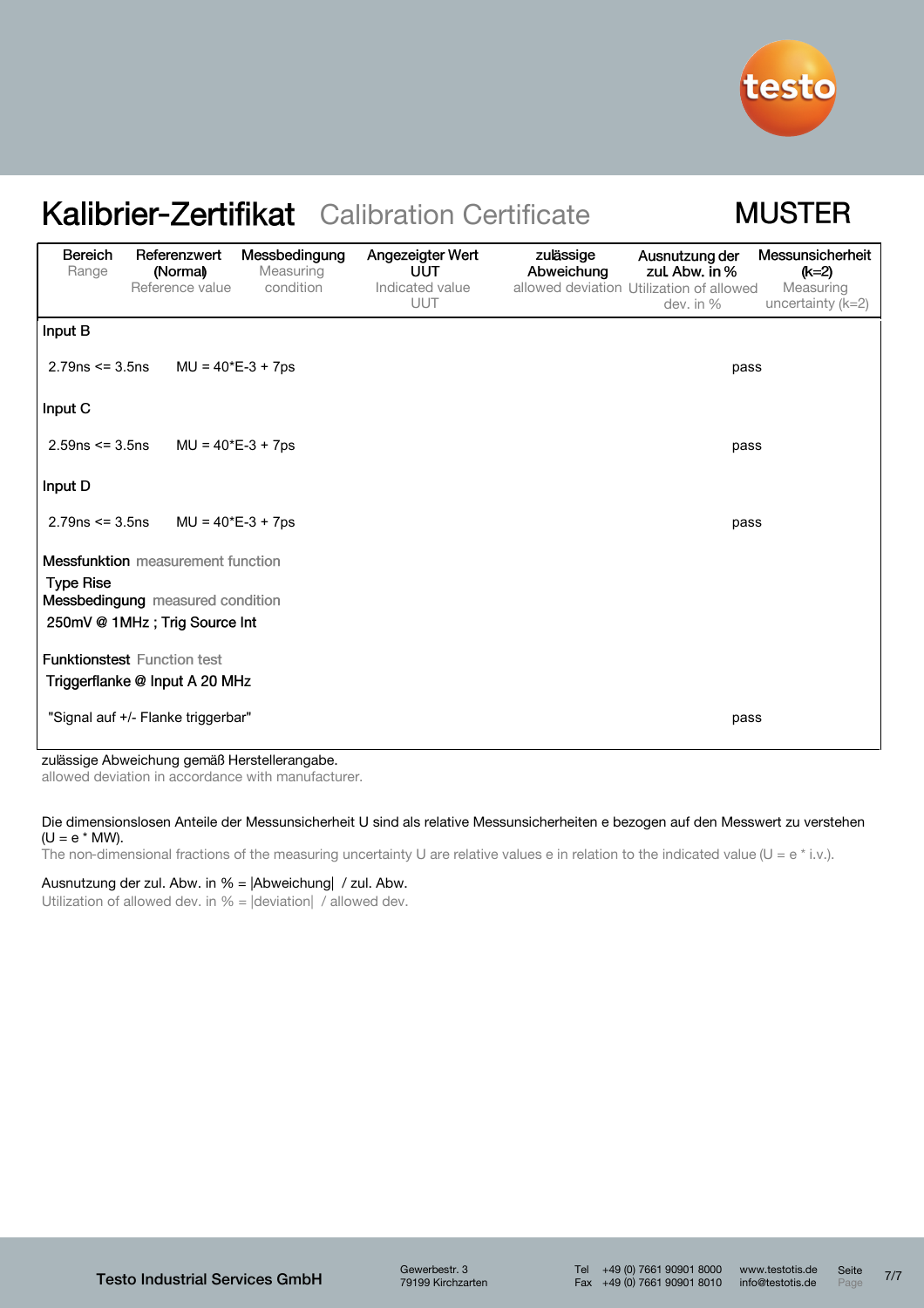# Kalibrier-Zertifikat Calibration Certificate

MUSTER

| Bereich<br>Range | Referenzwert (Normal)<br>Reference value | Messbedingung<br>Measuring condition | Angezeigter Wert UUT<br>Indicated value UUT | zulässige Abweichung<br>allowed deviation | Ausnutzung der zul. Abw. in %<br>Utilization of allowed dev. in % | Messunsicherheit (k=2)<br>Measuring uncertainty (k=2) |
|---|---|---|---|---|---|---|
| **Input B** | | | | | | |
| 2.79ns <= 3.5ns | MU = 40*E-3 + 7ps | | | | pass | |
| **Input C** | | | | | | |
| 2.59ns <= 3.5ns | MU = 40*E-3 + 7ps | | | | pass | |
| **Input D** | | | | | | |
| 2.79ns <= 3.5ns | MU = 40*E-3 + 7ps | | | | pass | |

**Messfunktion** measurement function

Type Rise

**Messbedingung** measured condition

250mV @ 1MHz ; Trig Source Int

**Funktionstest** Function test

Triggerflanke @ Input A 20 MHz

"Signal auf +/- Flanke triggerbar" — pass

zulässige Abweichung gemäß Herstellerangabe.
allowed deviation in accordance with manufacturer.

Die dimensionslosen Anteile der Messunsicherheit U sind als relative Messunsicherheiten e bezogen auf den Messwert zu verstehen (U = e * MW).
The non-dimensional fractions of the measuring uncertainty U are relative values e in relation to the indicated value (U = e * i.v.).

Ausnutzung der zul. Abw. in % = |Abweichung| / zul. Abw.
Utilization of allowed dev. in % = |deviation| / allowed dev.

Testo Industrial Services GmbH — Gewerbestr. 3, 79199 Kirchzarten — Tel +49 (0) 7661 90901 8000 — Fax +49 (0) 7661 90901 8010 — www.testotis.de — info@testotis.de